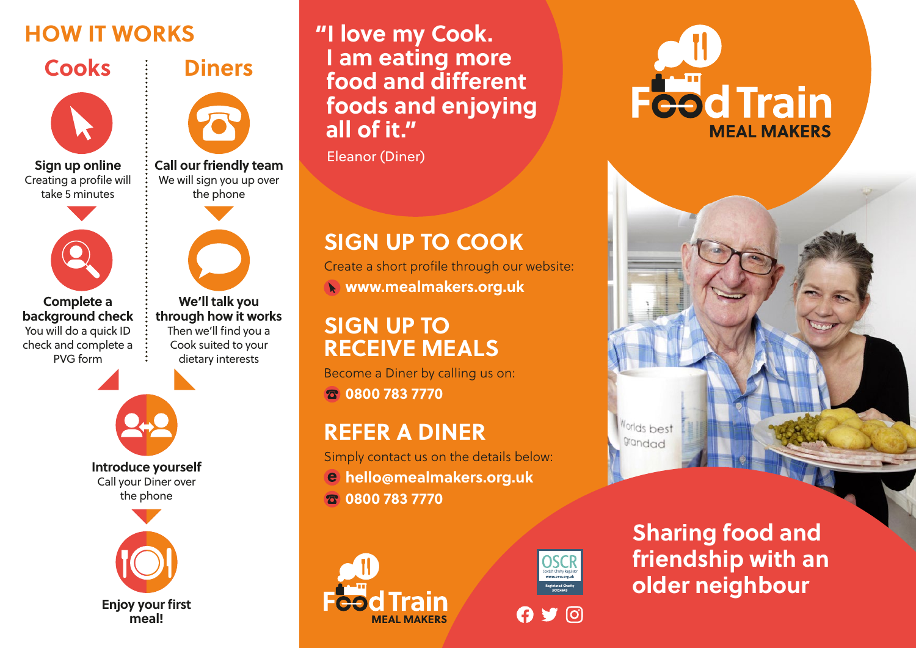# HOW IT WORKS

## Cooks

**Sign up online**
Creating a profile will take 5 minutes

**Complete a background check**
You will do a quick ID check and complete a PVG form

## Diners

**Call our friendly team**
We will sign you up over the phone

**We'll talk you through how it works**
Then we'll find you a Cook suited to your dietary interests

**Introduce yourself**
Call your Diner over the phone

**Enjoy your first meal!**

---

> **"I love my Cook. I am eating more food and different foods and enjoying all of it."**
>
> Eleanor (Diner)

## SIGN UP TO COOK

Create a short profile through our website:

**www.mealmakers.org.uk**

## SIGN UP TO RECEIVE MEALS

Become a Diner by calling us on:

**0800 783 7770**

## REFER A DINER

Simply contact us on the details below:

**hello@mealmakers.org.uk**

**0800 783 7770**

Food Train MEAL MAKERS

OSCR Scottish Charity Regulator www.oscr.org.uk Registered Charity SC024843

---

# Food Train MEAL MAKERS

Worlds best grandad

## Sharing food and friendship with an older neighbour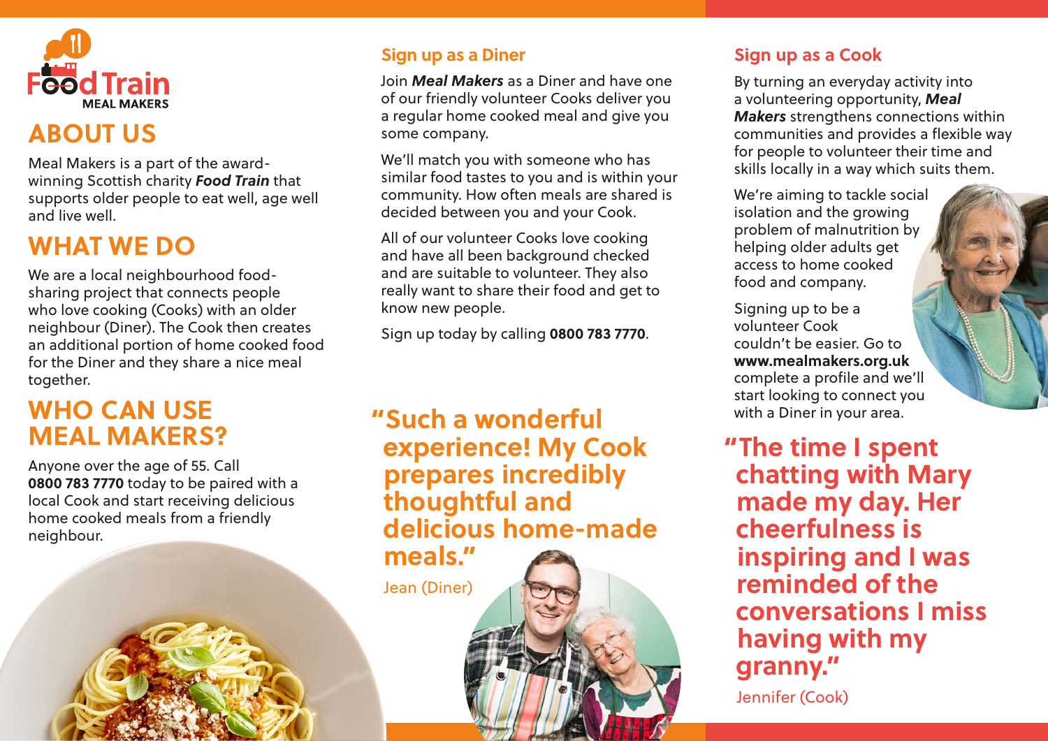Food Train

MEAL MAKERS

## ABOUT US

Meal Makers is a part of the award-winning Scottish charity ***Food Train*** that supports older people to eat well, age well and live well.

## WHAT WE DO

We are a local neighbourhood food-sharing project that connects people who love cooking (Cooks) with an older neighbour (Diner). The Cook then creates an additional portion of home cooked food for the Diner and they share a nice meal together.

## WHO CAN USE MEAL MAKERS?

Anyone over the age of 55. Call **0800 783 7770** today to be paired with a local Cook and start receiving delicious home cooked meals from a friendly neighbour.

## Sign up as a Diner

Join ***Meal Makers*** as a Diner and have one of our friendly volunteer Cooks deliver you a regular home cooked meal and give you some company.

We'll match you with someone who has similar food tastes to you and is within your community. How often meals are shared is decided between you and your Cook.

All of our volunteer Cooks love cooking and have all been background checked and are suitable to volunteer. They also really want to share their food and get to know new people.

Sign up today by calling **0800 783 7770**.

**"Such a wonderful experience! My Cook prepares incredibly thoughtful and delicious home-made meals."**

Jean (Diner)

## Sign up as a Cook

By turning an everyday activity into a volunteering opportunity, ***Meal Makers*** strengthens connections within communities and provides a flexible way for people to volunteer their time and skills locally in a way which suits them.

We're aiming to tackle social isolation and the growing problem of malnutrition by helping older adults get access to home cooked food and company.

Signing up to be a volunteer Cook couldn't be easier. Go to **www.mealmakers.org.uk** complete a profile and we'll start looking to connect you with a Diner in your area.

**"The time I spent chatting with Mary made my day. Her cheerfulness is inspiring and I was reminded of the conversations I miss having with my granny."**

Jennifer (Cook)